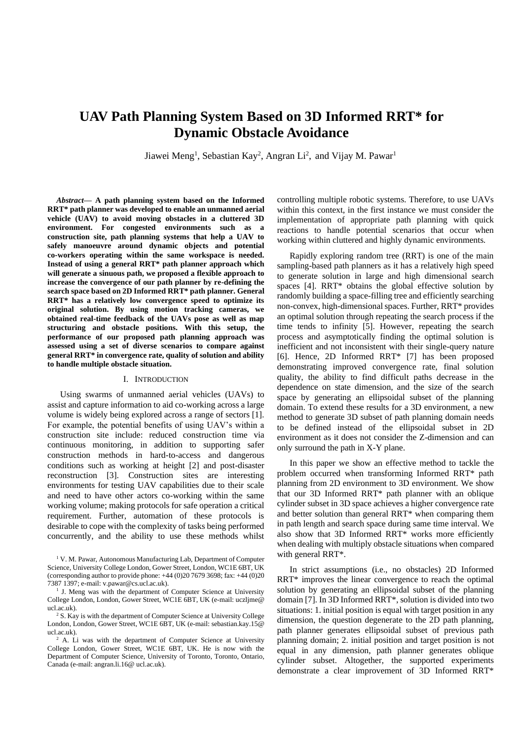# UAV Path Planning System Based on 3D Informed RRT* for Dynamic Obstacle Avoidance

Jiawei Meng[1], Sebastian Kay[2], Angran Li[2], and Vijay M. Pawar[1]

***Abstract*— A path planning system based on the Informed RRT* path planner was developed to enable an unmanned aerial vehicle (UAV) to avoid moving obstacles in a cluttered 3D environment. For congested environments such as a construction site, path planning systems that help a UAV to safely manoeuvre around dynamic objects and potential co-workers operating within the same workspace is needed. Instead of using a general RRT* path planner approach which will generate a sinuous path, we proposed a flexible approach to increase the convergence of our path planner by re-defining the search space based on 2D Informed RRT* path planner. General RRT* has a relatively low convergence speed to optimize its original solution. By using motion tracking cameras, we obtained real-time feedback of the UAVs pose as well as map structuring and obstacle positions. With this setup, the performance of our proposed path planning approach was assessed using a set of diverse scenarios to compare against general RRT* in convergence rate, quality of solution and ability to handle multiple obstacle situation.**

## I. Introduction

Using swarms of unmanned aerial vehicles (UAVs) to assist and capture information to aid co-working across a large volume is widely being explored across a range of sectors [1]. For example, the potential benefits of using UAV's within a construction site include: reduced construction time via continuous monitoring, in addition to supporting safer construction methods in hard-to-access and dangerous conditions such as working at height [2] and post-disaster reconstruction [3]. Construction sites are interesting environments for testing UAV capabilities due to their scale and need to have other actors co-working within the same working volume; making protocols for safe operation a critical requirement. Further, automation of these protocols is desirable to cope with the complexity of tasks being performed concurrently, and the ability to use these methods whilst controlling multiple robotic systems. Therefore, to use UAVs within this context, in the first instance we must consider the implementation of appropriate path planning with quick reactions to handle potential scenarios that occur when working within cluttered and highly dynamic environments.

Rapidly exploring random tree (RRT) is one of the main sampling-based path planners as it has a relatively high speed to generate solution in large and high dimensional search spaces [4]. RRT* obtains the global effective solution by randomly building a space-filling tree and efficiently searching non-convex, high-dimensional spaces. Further, RRT* provides an optimal solution through repeating the search process if the time tends to infinity [5]. However, repeating the search process and asymptotically finding the optimal solution is inefficient and not inconsistent with their single-query nature [6]. Hence, 2D Informed RRT* [7] has been proposed demonstrating improved convergence rate, final solution quality, the ability to find difficult paths decrease in the dependence on state dimension, and the size of the search space by generating an ellipsoidal subset of the planning domain. To extend these results for a 3D environment, a new method to generate 3D subset of path planning domain needs to be defined instead of the ellipsoidal subset in 2D environment as it does not consider the Z-dimension and can only surround the path in X-Y plane.

In this paper we show an effective method to tackle the problem occurred when transforming Informed RRT* path planning from 2D environment to 3D environment. We show that our 3D Informed RRT* path planner with an oblique cylinder subset in 3D space achieves a higher convergence rate and better solution than general RRT* when comparing them in path length and search space during same time interval. We also show that 3D Informed RRT* works more efficiently when dealing with multiply obstacle situations when compared with general RRT*.

In strict assumptions (i.e., no obstacles) 2D Informed RRT* improves the linear convergence to reach the optimal solution by generating an ellipsoidal subset of the planning domain [7]. In 3D Informed RRT*, solution is divided into two situations: 1. initial position is equal with target position in any dimension, the question degenerate to the 2D path planning, path planner generates ellipsoidal subset of previous path planning domain; 2. initial position and target position is not equal in any dimension, path planner generates oblique cylinder subset. Altogether, the supported experiments demonstrate a clear improvement of 3D Informed RRT*

---

[1] V. M. Pawar, Autonomous Manufacturing Lab, Department of Computer Science, University College London, Gower Street, London, WC1E 6BT, UK (corresponding author to provide phone: +44 (0)20 7679 3698; fax: +44 (0)20 7387 1397; e-mail: v.pawar@cs.ucl.ac.uk).

[1] J. Meng was with the department of Computer Science at University College London, London, Gower Street, WC1E 6BT, UK (e-mail: uczljme@ ucl.ac.uk).

[2] S. Kay is with the department of Computer Science at University College London, London, Gower Street, WC1E 6BT, UK (e-mail: sebastian.kay.15@ ucl.ac.uk).

[2] A. Li was with the department of Computer Science at University College London, Gower Street, WC1E 6BT, UK. He is now with the Department of Computer Science, University of Toronto, Toronto, Ontario, Canada (e-mail: angran.li.16@ ucl.ac.uk).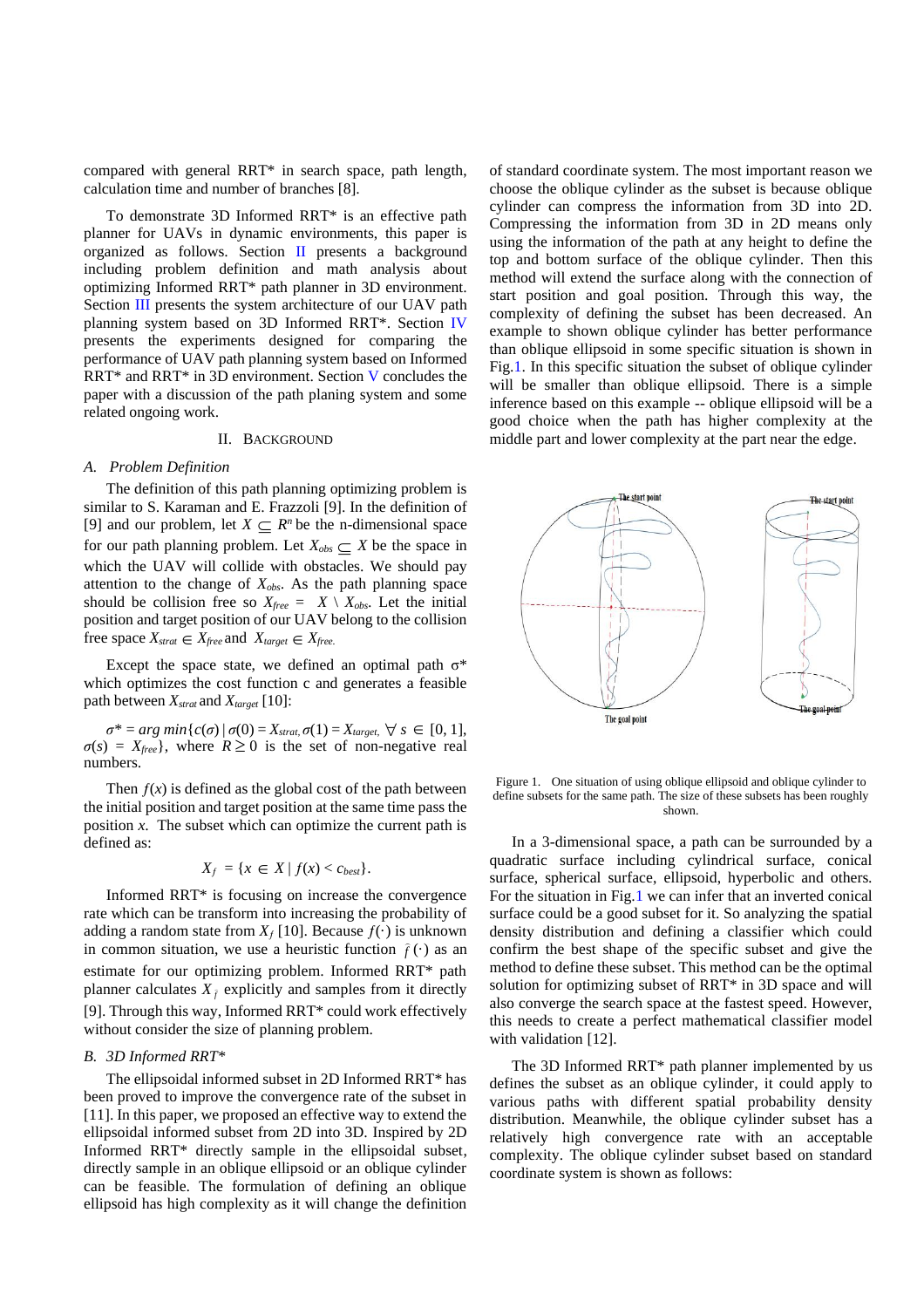compared with general RRT* in search space, path length, calculation time and number of branches [8].

To demonstrate 3D Informed RRT* is an effective path planner for UAVs in dynamic environments, this paper is organized as follows. Section II presents a background including problem definition and math analysis about optimizing Informed RRT* path planner in 3D environment. Section III presents the system architecture of our UAV path planning system based on 3D Informed RRT*. Section IV presents the experiments designed for comparing the performance of UAV path planning system based on Informed RRT* and RRT* in 3D environment. Section V concludes the paper with a discussion of the path planing system and some related ongoing work.

## II. Background

### A. Problem Definition

The definition of this path planning optimizing problem is similar to S. Karaman and E. Frazzoli [9]. In the definition of [9] and our problem, let $X \subseteq R^n$ be the n-dimensional space for our path planning problem. Let $X_{obs} \subseteq X$ be the space in which the UAV will collide with obstacles. We should pay attention to the change of $X_{obs}$. As the path planning space should be collision free so $X_{free} = X \setminus X_{obs}$. Let the initial position and target position of our UAV belong to the collision free space $X_{strat} \in X_{free}$ and $X_{target} \in X_{free}$.

Except the space state, we defined an optimal path $\sigma^*$ which optimizes the cost function c and generates a feasible path between $X_{strat}$ and $X_{target}$ [10]:

$\sigma^* = arg\ min\{c(\sigma) \mid \sigma(0) = X_{strat}, \sigma(1) = X_{target}, \forall\ s \in [0, 1], \sigma(s) = X_{free}\}$, where $R \geq 0$ is the set of non-negative real numbers.

Then $f(x)$ is defined as the global cost of the path between the initial position and target position at the same time pass the position $x$. The subset which can optimize the current path is defined as:

$$X_f = \{x \in X \mid f(x) < c_{best}\}.$$

Informed RRT* is focusing on increase the convergence rate which can be transform into increasing the probability of adding a random state from $X_f$ [10]. Because $f(\cdot)$ is unknown in common situation, we use a heuristic function $\hat{f}(\cdot)$ as an estimate for our optimizing problem. Informed RRT* path planner calculates $X_{\hat{f}}$ explicitly and samples from it directly [9]. Through this way, Informed RRT* could work effectively without consider the size of planning problem.

### B. 3D Informed RRT*

The ellipsoidal informed subset in 2D Informed RRT* has been proved to improve the convergence rate of the subset in [11]. In this paper, we proposed an effective way to extend the ellipsoidal informed subset from 2D into 3D. Inspired by 2D Informed RRT* directly sample in the ellipsoidal subset, directly sample in an oblique ellipsoid or an oblique cylinder can be feasible. The formulation of defining an oblique ellipsoid has high complexity as it will change the definition of standard coordinate system. The most important reason we choose the oblique cylinder as the subset is because oblique cylinder can compress the information from 3D into 2D. Compressing the information from 3D in 2D means only using the information of the path at any height to define the top and bottom surface of the oblique cylinder. Then this method will extend the surface along with the connection of start position and goal position. Through this way, the complexity of defining the subset has been decreased. An example to shown oblique cylinder has better performance than oblique ellipsoid in some specific situation is shown in Fig.1. In this specific situation the subset of oblique cylinder will be smaller than oblique ellipsoid. There is a simple inference based on this example -- oblique ellipsoid will be a good choice when the path has higher complexity at the middle part and lower complexity at the part near the edge.

Figure 1. One situation of using oblique ellipsoid and oblique cylinder to define subsets for the same path. The size of these subsets has been roughly shown.

In a 3-dimensional space, a path can be surrounded by a quadratic surface including cylindrical surface, conical surface, spherical surface, ellipsoid, hyperbolic and others. For the situation in Fig.1 we can infer that an inverted conical surface could be a good subset for it. So analyzing the spatial density distribution and defining a classifier which could confirm the best shape of the specific subset and give the method to define these subset. This method can be the optimal solution for optimizing subset of RRT* in 3D space and will also converge the search space at the fastest speed. However, this needs to create a perfect mathematical classifier model with validation [12].

The 3D Informed RRT* path planner implemented by us defines the subset as an oblique cylinder, it could apply to various paths with different spatial probability density distribution. Meanwhile, the oblique cylinder subset has a relatively high convergence rate with an acceptable complexity. The oblique cylinder subset based on standard coordinate system is shown as follows: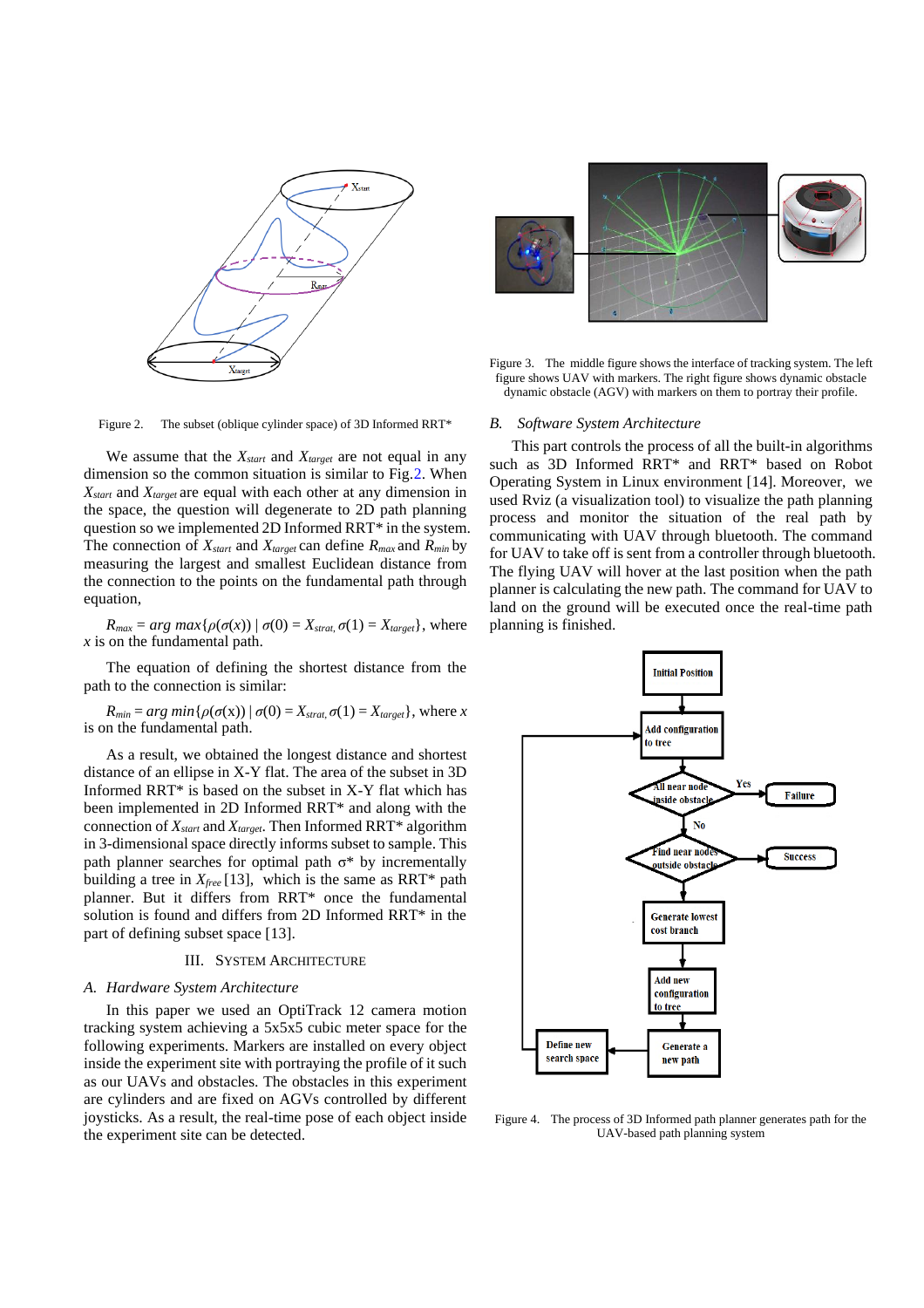Figure 2. The subset (oblique cylinder space) of 3D Informed RRT*

We assume that the $X_{start}$ and $X_{target}$ are not equal in any dimension so the common situation is similar to Fig.2. When $X_{start}$ and $X_{target}$ are equal with each other at any dimension in the space, the question will degenerate to 2D path planning question so we implemented 2D Informed RRT* in the system. The connection of $X_{start}$ and $X_{target}$ can define $R_{max}$ and $R_{min}$ by measuring the largest and smallest Euclidean distance from the connection to the points on the fundamental path through equation,

$R_{max} = arg\ max\{\rho(\sigma(x)) \mid \sigma(0) = X_{strat,} \sigma(1) = X_{target}\}$, where $x$ is on the fundamental path.

The equation of defining the shortest distance from the path to the connection is similar:

$R_{min} = arg\ min\{\rho(\sigma(x)) \mid \sigma(0) = X_{strat,} \sigma(1) = X_{target}\}$, where $x$ is on the fundamental path.

As a result, we obtained the longest distance and shortest distance of an ellipse in X-Y flat. The area of the subset in 3D Informed RRT* is based on the subset in X-Y flat which has been implemented in 2D Informed RRT* and along with the connection of $X_{start}$ and $X_{target}$. Then Informed RRT* algorithm in 3-dimensional space directly informs subset to sample. This path planner searches for optimal path σ* by incrementally building a tree in $X_{free}$ [13], which is the same as RRT* path planner. But it differs from RRT* once the fundamental solution is found and differs from 2D Informed RRT* in the part of defining subset space [13].

## III. System Architecture

### A. Hardware System Architecture

In this paper we used an OptiTrack 12 camera motion tracking system achieving a 5x5x5 cubic meter space for the following experiments. Markers are installed on every object inside the experiment site with portraying the profile of it such as our UAVs and obstacles. The obstacles in this experiment are cylinders and are fixed on AGVs controlled by different joysticks. As a result, the real-time pose of each object inside the experiment site can be detected.

Figure 3. The middle figure shows the interface of tracking system. The left figure shows UAV with markers. The right figure shows dynamic obstacle dynamic obstacle (AGV) with markers on them to portray their profile.

### B. Software System Architecture

This part controls the process of all the built-in algorithms such as 3D Informed RRT* and RRT* based on Robot Operating System in Linux environment [14]. Moreover, we used Rviz (a visualization tool) to visualize the path planning process and monitor the situation of the real path by communicating with UAV through bluetooth. The command for UAV to take off is sent from a controller through bluetooth. The flying UAV will hover at the last position when the path planner is calculating the new path. The command for UAV to land on the ground will be executed once the real-time path planning is finished.

Figure 4. The process of 3D Informed path planner generates path for the UAV-based path planning system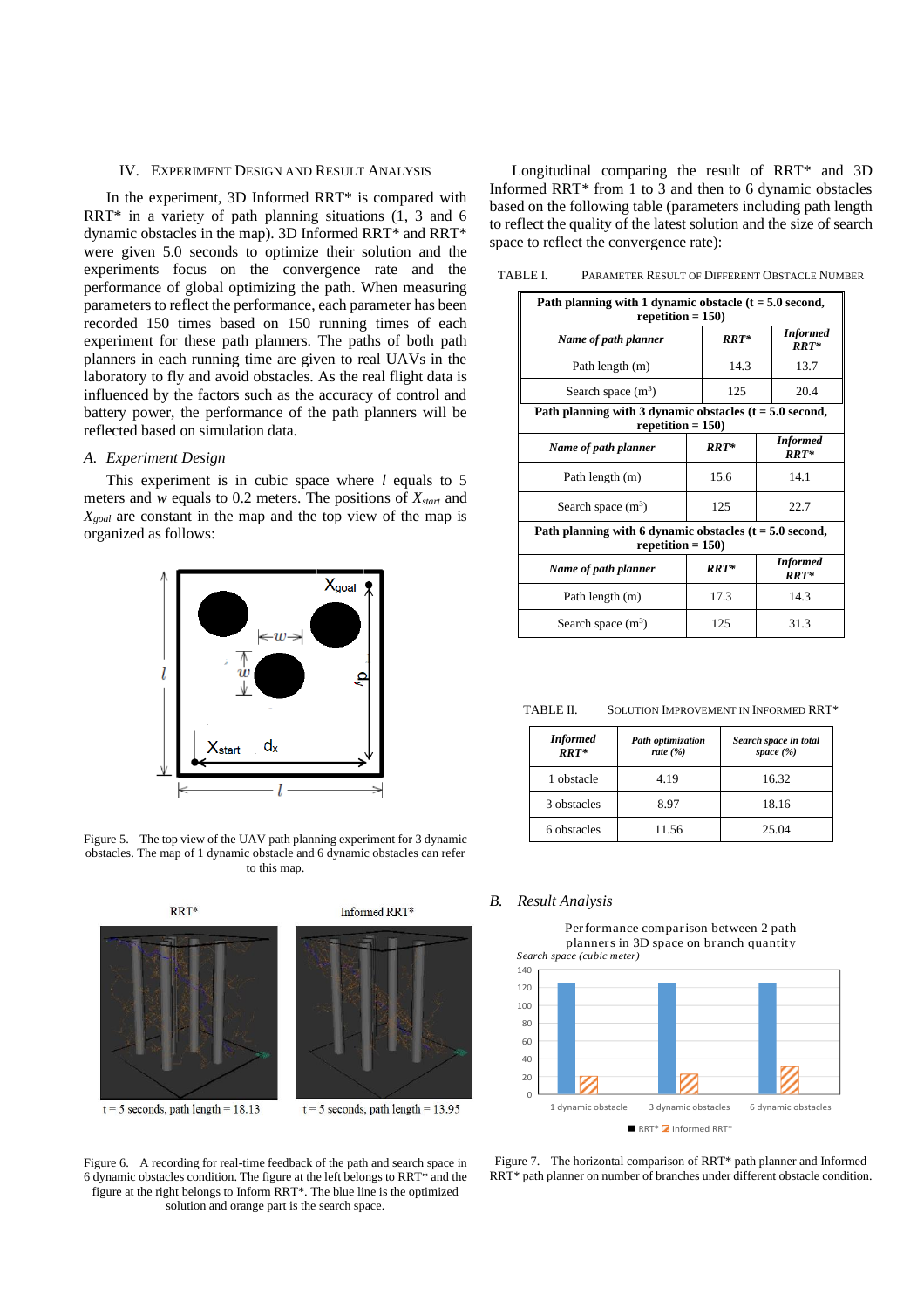## IV. Experiment Design and Result Analysis

In the experiment, 3D Informed RRT* is compared with RRT* in a variety of path planning situations (1, 3 and 6 dynamic obstacles in the map). 3D Informed RRT* and RRT* were given 5.0 seconds to optimize their solution and the experiments focus on the convergence rate and the performance of global optimizing the path. When measuring parameters to reflect the performance, each parameter has been recorded 150 times based on 150 running times of each experiment for these path planners. The paths of both path planners in each running time are given to real UAVs in the laboratory to fly and avoid obstacles. As the real flight data is influenced by the factors such as the accuracy of control and battery power, the performance of the path planners will be reflected based on simulation data.

### *A. Experiment Design*

This experiment is in cubic space where $l$ equals to 5 meters and $w$ equals to 0.2 meters. The positions of $X_{start}$ and $X_{goal}$ are constant in the map and the top view of the map is organized as follows:

Figure 5. The top view of the UAV path planning experiment for 3 dynamic obstacles. The map of 1 dynamic obstacle and 6 dynamic obstacles can refer to this map.

RRT* — t = 5 seconds, path length = 18.13

Informed RRT* — t = 5 seconds, path length = 13.95

Figure 6. A recording for real-time feedback of the path and search space in 6 dynamic obstacles condition. The figure at the left belongs to RRT* and the figure at the right belongs to Inform RRT*. The blue line is the optimized solution and orange part is the search space.

Longitudinal comparing the result of RRT* and 3D Informed RRT* from 1 to 3 and then to 6 dynamic obstacles based on the following table (parameters including path length to reflect the quality of the latest solution and the size of search space to reflect the convergence rate):

TABLE I. Parameter Result of Different Obstacle Number

| **Path planning with 1 dynamic obstacle (t = 5.0 second, repetition = 150)** | | |
|---|---|---|
| ***Name of path planner*** | ***RRT**** | ***Informed RRT**** |
| Path length (m) | 14.3 | 13.7 |
| Search space ($m^3$) | 125 | 20.4 |
| **Path planning with 3 dynamic obstacles (t = 5.0 second, repetition = 150)** | | |
| ***Name of path planner*** | ***RRT**** | ***Informed RRT**** |
| Path length (m) | 15.6 | 14.1 |
| Search space ($m^3$) | 125 | 22.7 |
| **Path planning with 6 dynamic obstacles (t = 5.0 second, repetition = 150)** | | |
| ***Name of path planner*** | ***RRT**** | ***Informed RRT**** |
| Path length (m) | 17.3 | 14.3 |
| Search space ($m^3$) | 125 | 31.3 |

TABLE II. Solution Improvement in Informed RRT*

| ***Informed RRT**** | ***Path optimization rate (%)*** | ***Search space in total space (%)*** |
|---|---|---|
| 1 obstacle | 4.19 | 16.32 |
| 3 obstacles | 8.97 | 18.16 |
| 6 obstacles | 11.56 | 25.04 |

### *B. Result Analysis*

Figure 7. The horizontal comparison of RRT* path planner and Informed RRT* path planner on number of branches under different obstacle condition.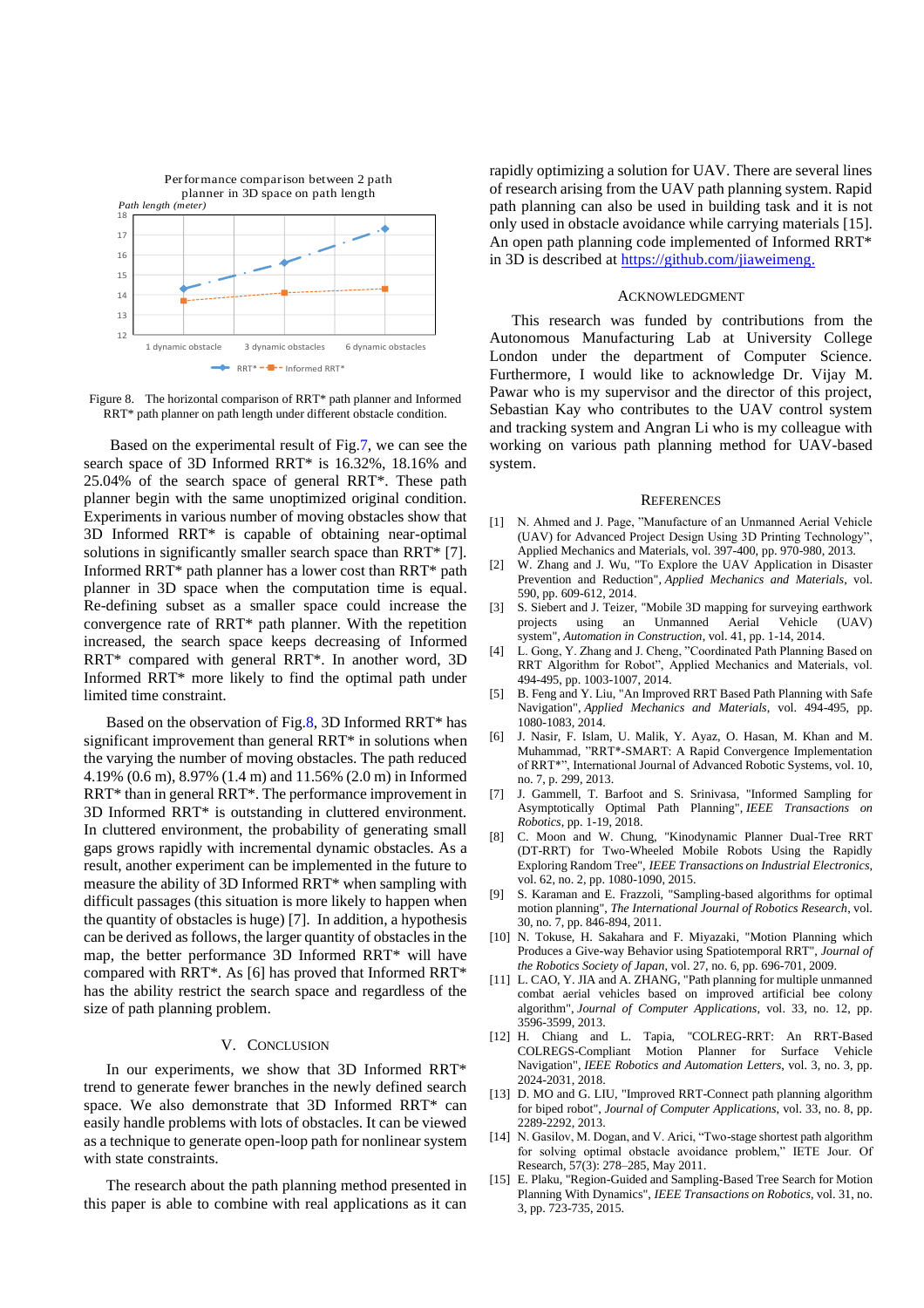Performance comparison between 2 path planner in 3D space on path length

Path length (meter)

18
17
16
15
14
13
12

1 dynamic obstacle
3 dynamic obstacles
6 dynamic obstacles

RRT*
Informed RRT*

Figure 8. The horizontal comparison of RRT* path planner and Informed RRT* path planner on path length under different obstacle condition.

Based on the experimental result of Fig.7, we can see the search space of 3D Informed RRT* is 16.32%, 18.16% and 25.04% of the search space of general RRT*. These path planner begin with the same unoptimized original condition. Experiments in various number of moving obstacles show that 3D Informed RRT* is capable of obtaining near-optimal solutions in significantly smaller search space than RRT* [7]. Informed RRT* path planner has a lower cost than RRT* path planner in 3D space when the computation time is equal. Re-defining subset as a smaller space could increase the convergence rate of RRT* path planner. With the repetition increased, the search space keeps decreasing of Informed RRT* compared with general RRT*. In another word, 3D Informed RRT* more likely to find the optimal path under limited time constraint.

Based on the observation of Fig.8, 3D Informed RRT* has significant improvement than general RRT* in solutions when the varying the number of moving obstacles. The path reduced 4.19% (0.6 m), 8.97% (1.4 m) and 11.56% (2.0 m) in Informed RRT* than in general RRT*. The performance improvement in 3D Informed RRT* is outstanding in cluttered environment. In cluttered environment, the probability of generating small gaps grows rapidly with incremental dynamic obstacles. As a result, another experiment can be implemented in the future to measure the ability of 3D Informed RRT* when sampling with difficult passages (this situation is more likely to happen when the quantity of obstacles is huge) [7]. In addition, a hypothesis can be derived as follows, the larger quantity of obstacles in the map, the better performance 3D Informed RRT* will have compared with RRT*. As [6] has proved that Informed RRT* has the ability restrict the search space and regardless of the size of path planning problem.

## V. Conclusion

In our experiments, we show that 3D Informed RRT* trend to generate fewer branches in the newly defined search space. We also demonstrate that 3D Informed RRT* can easily handle problems with lots of obstacles. It can be viewed as a technique to generate open-loop path for nonlinear system with state constraints.

The research about the path planning method presented in this paper is able to combine with real applications as it can rapidly optimizing a solution for UAV. There are several lines of research arising from the UAV path planning system. Rapid path planning can also be used in building task and it is not only used in obstacle avoidance while carrying materials [15]. An open path planning code implemented of Informed RRT* in 3D is described at https://github.com/jiaweimeng.

## Acknowledgment

This research was funded by contributions from the Autonomous Manufacturing Lab at University College London under the department of Computer Science. Furthermore, I would like to acknowledge Dr. Vijay M. Pawar who is my supervisor and the director of this project, Sebastian Kay who contributes to the UAV control system and tracking system and Angran Li who is my colleague with working on various path planning method for UAV-based system.

## References

[1] N. Ahmed and J. Page, "Manufacture of an Unmanned Aerial Vehicle (UAV) for Advanced Project Design Using 3D Printing Technology", Applied Mechanics and Materials, vol. 397-400, pp. 970-980, 2013.

[2] W. Zhang and J. Wu, "To Explore the UAV Application in Disaster Prevention and Reduction", *Applied Mechanics and Materials*, vol. 590, pp. 609-612, 2014.

[3] S. Siebert and J. Teizer, "Mobile 3D mapping for surveying earthwork projects using an Unmanned Aerial Vehicle (UAV) system", *Automation in Construction*, vol. 41, pp. 1-14, 2014.

[4] L. Gong, Y. Zhang and J. Cheng, "Coordinated Path Planning Based on RRT Algorithm for Robot", Applied Mechanics and Materials, vol. 494-495, pp. 1003-1007, 2014.

[5] B. Feng and Y. Liu, "An Improved RRT Based Path Planning with Safe Navigation", *Applied Mechanics and Materials*, vol. 494-495, pp. 1080-1083, 2014.

[6] J. Nasir, F. Islam, U. Malik, Y. Ayaz, O. Hasan, M. Khan and M. Muhammad, "RRT*-SMART: A Rapid Convergence Implementation of RRT*", International Journal of Advanced Robotic Systems, vol. 10, no. 7, p. 299, 2013.

[7] J. Gammell, T. Barfoot and S. Srinivasa, "Informed Sampling for Asymptotically Optimal Path Planning", *IEEE Transactions on Robotics*, pp. 1-19, 2018.

[8] C. Moon and W. Chung, "Kinodynamic Planner Dual-Tree RRT (DT-RRT) for Two-Wheeled Mobile Robots Using the Rapidly Exploring Random Tree", *IEEE Transactions on Industrial Electronics*, vol. 62, no. 2, pp. 1080-1090, 2015.

[9] S. Karaman and E. Frazzoli, "Sampling-based algorithms for optimal motion planning", *The International Journal of Robotics Research*, vol. 30, no. 7, pp. 846-894, 2011.

[10] N. Tokuse, H. Sakahara and F. Miyazaki, "Motion Planning which Produces a Give-way Behavior using Spatiotemporal RRT", *Journal of the Robotics Society of Japan*, vol. 27, no. 6, pp. 696-701, 2009.

[11] L. CAO, Y. JIA and A. ZHANG, "Path planning for multiple unmanned combat aerial vehicles based on improved artificial bee colony algorithm", *Journal of Computer Applications*, vol. 33, no. 12, pp. 3596-3599, 2013.

[12] H. Chiang and L. Tapia, "COLREG-RRT: An RRT-Based COLREGS-Compliant Motion Planner for Surface Vehicle Navigation", *IEEE Robotics and Automation Letters*, vol. 3, no. 3, pp. 2024-2031, 2018.

[13] D. MO and G. LIU, "Improved RRT-Connect path planning algorithm for biped robot", *Journal of Computer Applications*, vol. 33, no. 8, pp. 2289-2292, 2013.

[14] N. Gasilov, M. Dogan, and V. Arici, "Two-stage shortest path algorithm for solving optimal obstacle avoidance problem," IETE Jour. Of Research, 57(3): 278–285, May 2011.

[15] E. Plaku, "Region-Guided and Sampling-Based Tree Search for Motion Planning With Dynamics", *IEEE Transactions on Robotics*, vol. 31, no. 3, pp. 723-735, 2015.